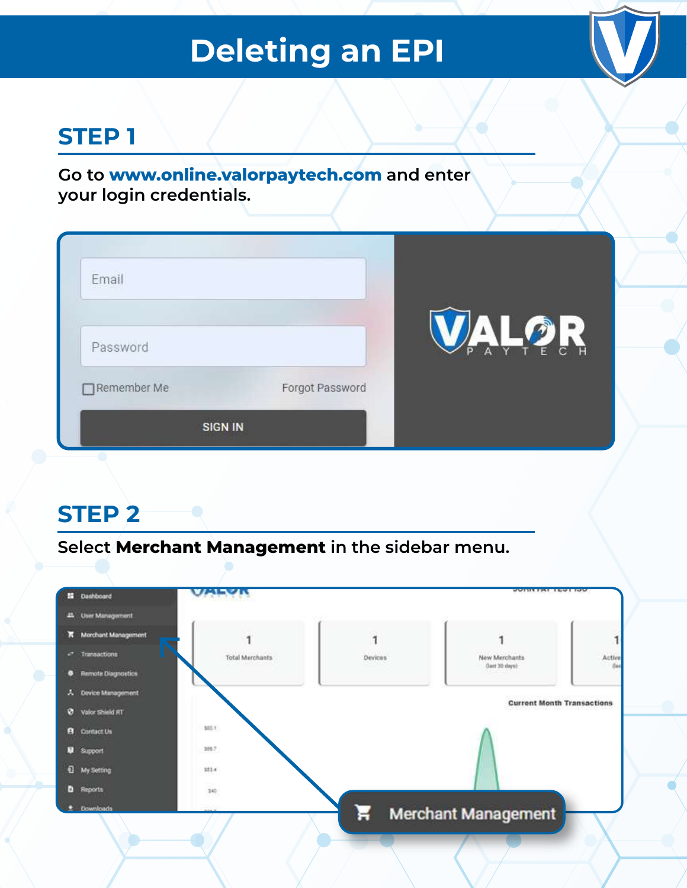# Deleting an EPI

## STEP 1

Go to **www.online.valorpaytech.com** and enter your login credentials.

## STEP 2

Select **Merchant Management** in the sidebar menu.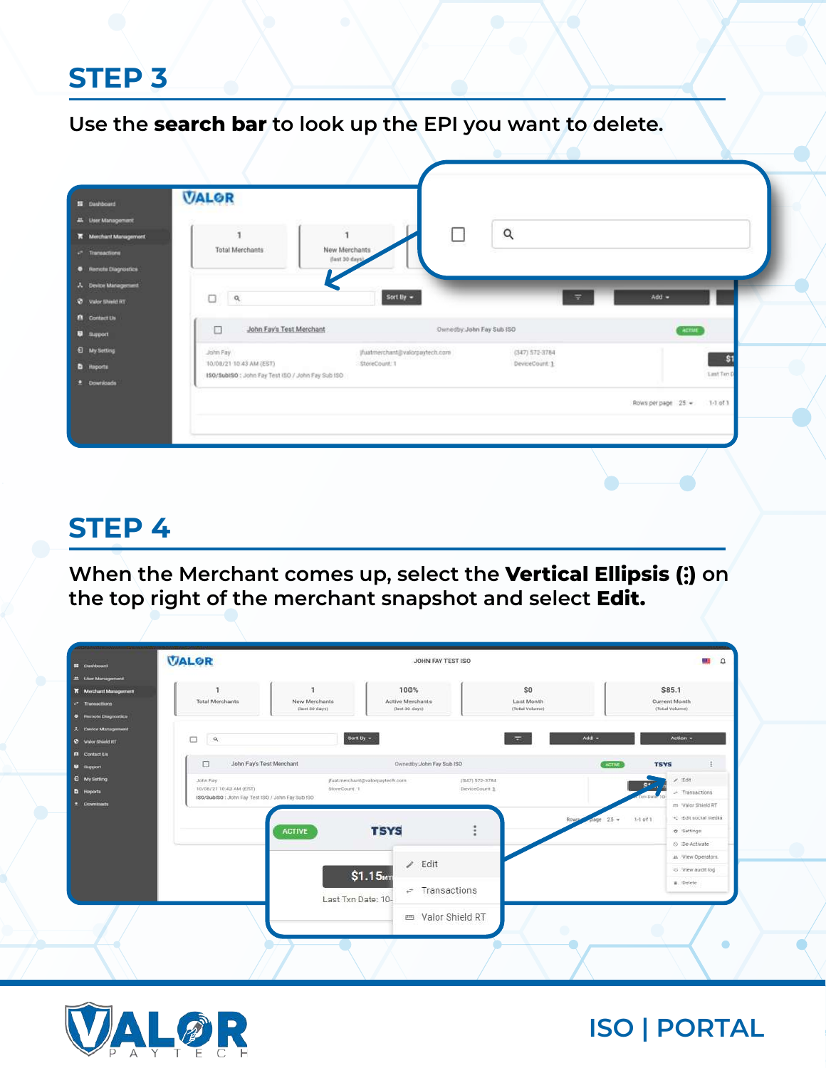## STEP 3

Use the **search bar** to look up the EPI you want to delete.

## STEP 4

When the Merchant comes up, select the **Vertical Ellipsis (:)** on the top right of the merchant snapshot and select **Edit.**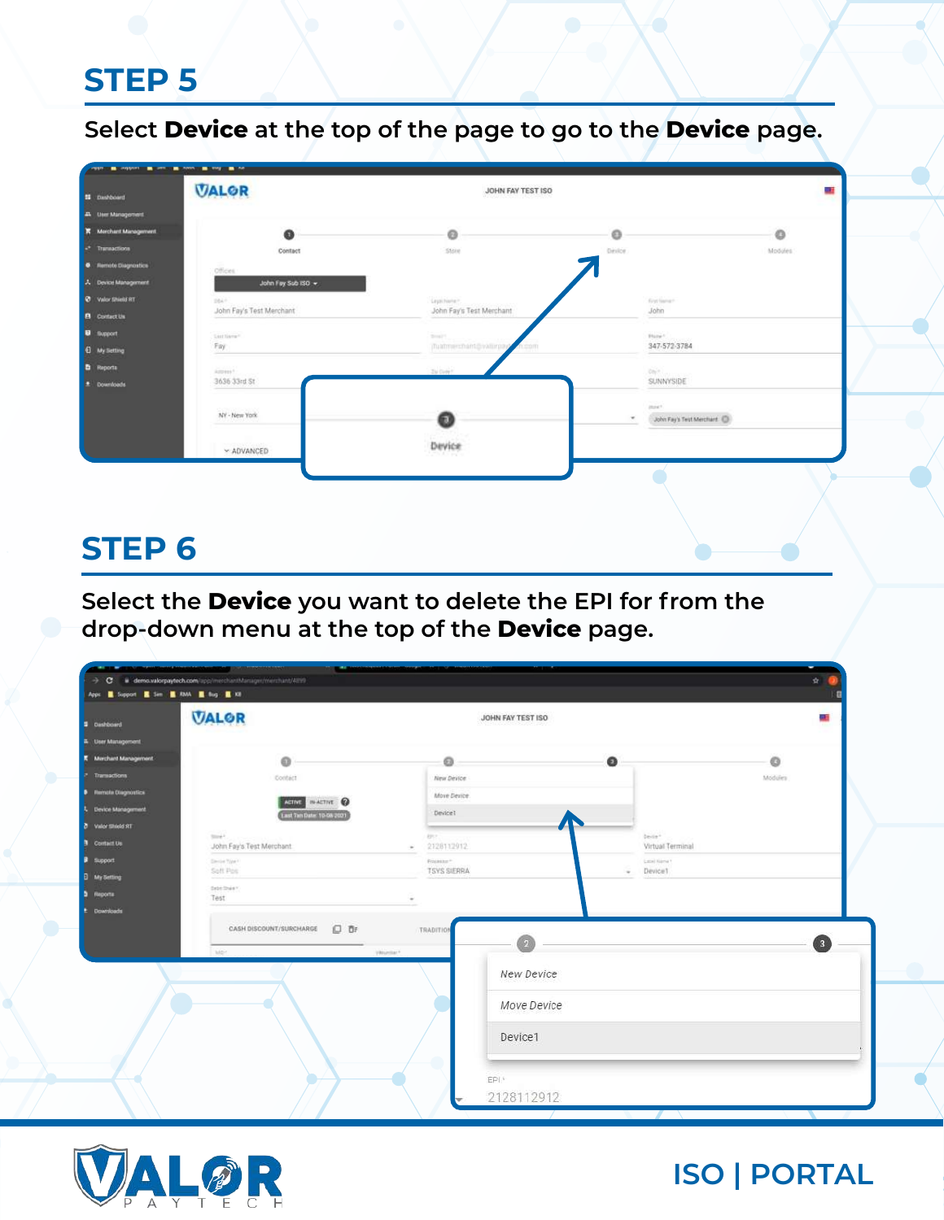## STEP 5

Select **Device** at the top of the page to go to the **Device** page.

## STEP 6

Select the **Device** you want to delete the EPI for from the drop-down menu at the top of the **Device** page.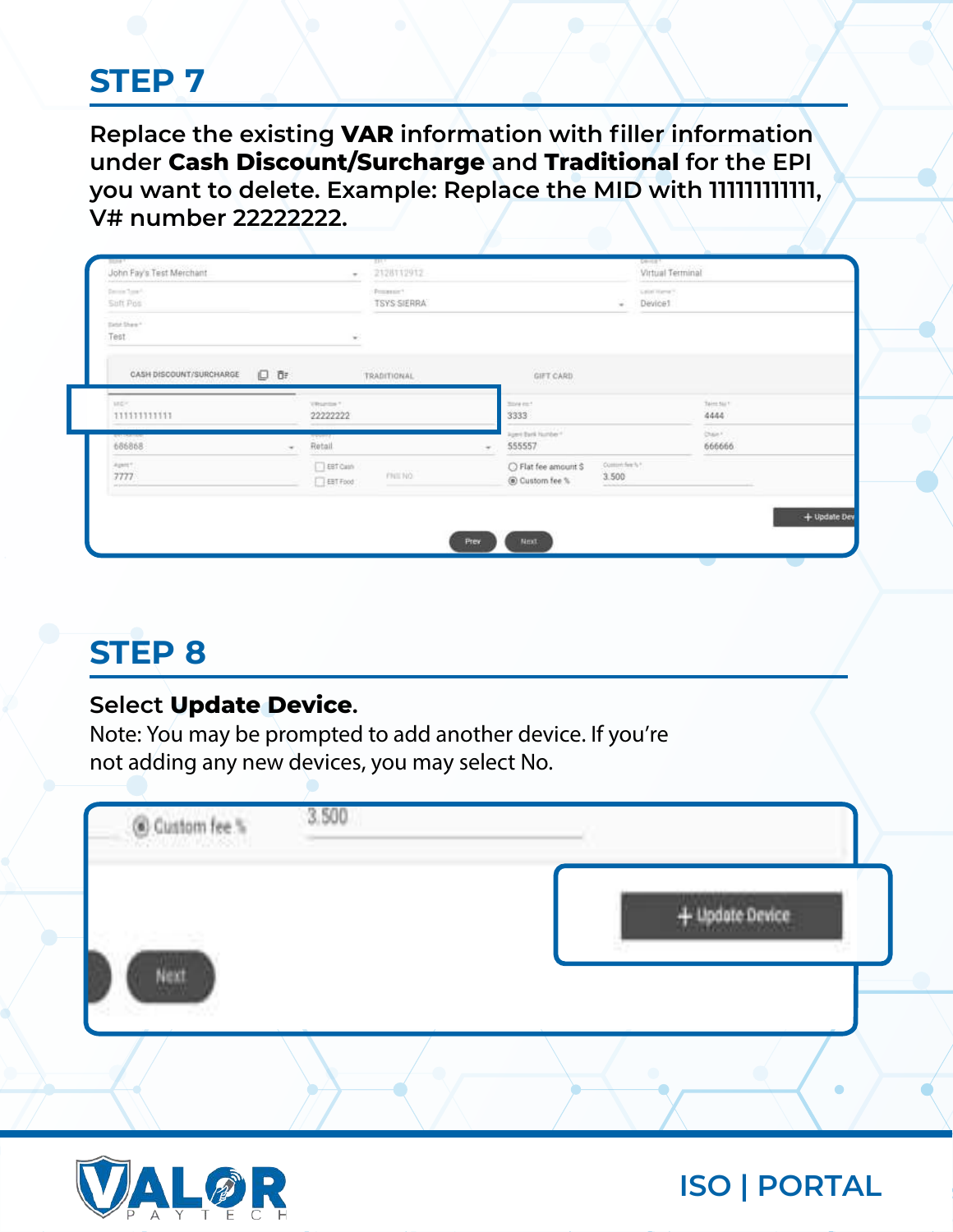## STEP 7

Replace the existing **VAR** information with filler information under **Cash Discount/Surcharge** and **Traditional** for the EPI you want to delete. Example: Replace the MID with 111111111111, V# number 22222222.

## STEP 8

Select **Update Device**.

Note: You may be prompted to add another device. If you're not adding any new devices, you may select No.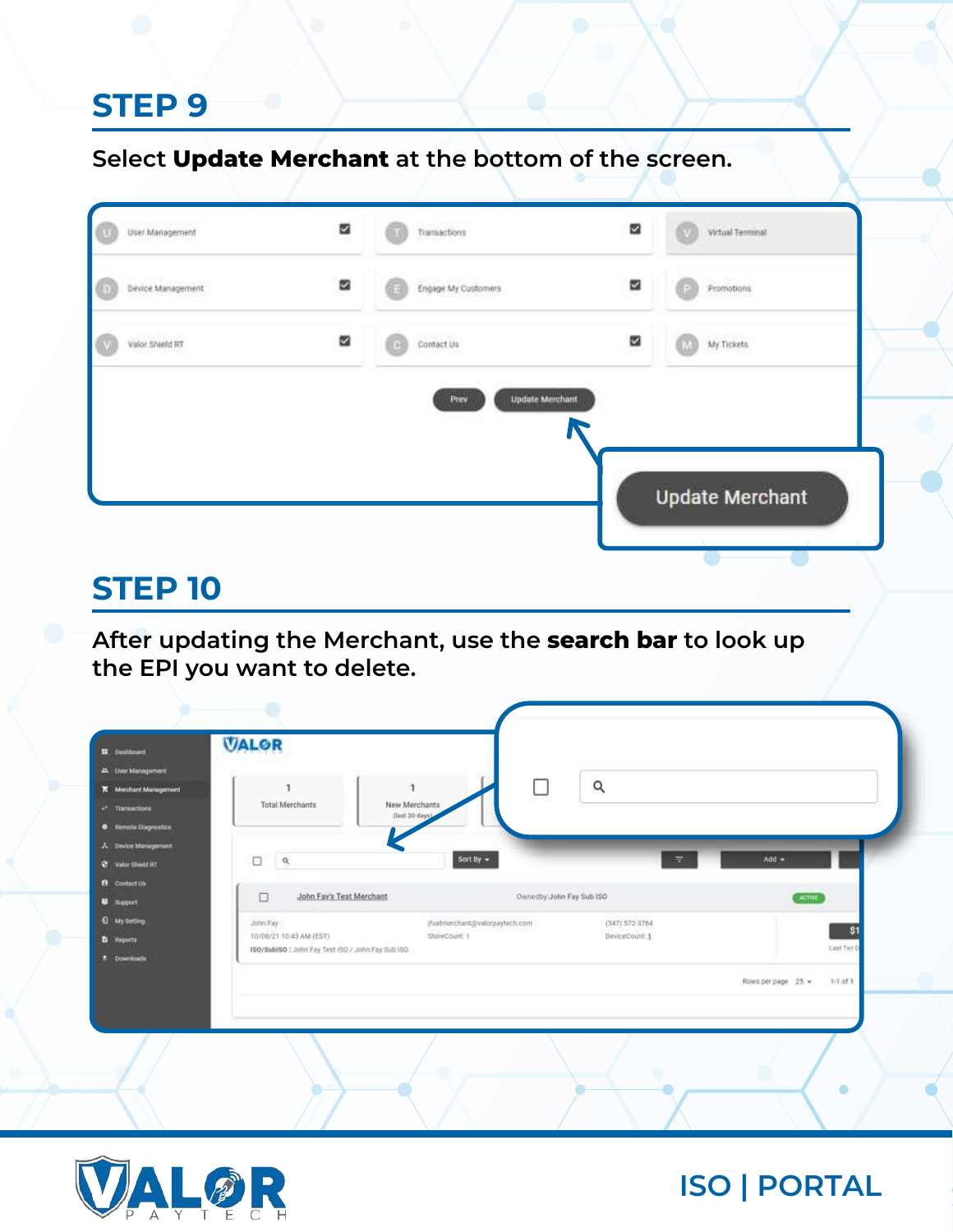## STEP 9

Select **Update Merchant** at the bottom of the screen.

## STEP 10

After updating the Merchant, use the **search bar** to look up the EPI you want to delete.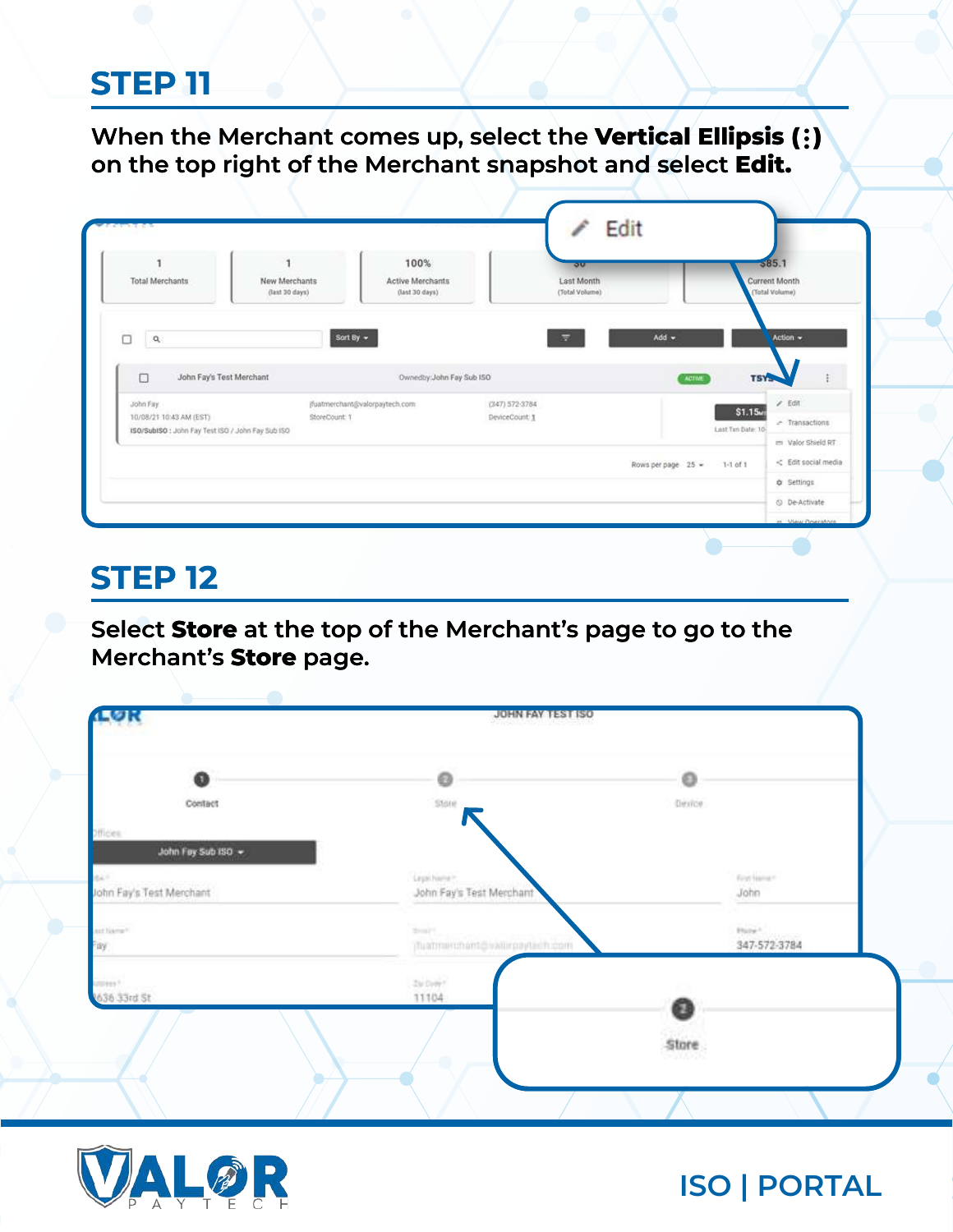## STEP 11

**When the Merchant comes up, select the Vertical Ellipsis (⋮) on the top right of the Merchant snapshot and select Edit.**

## STEP 12

**Select Store at the top of the Merchant's page to go to the Merchant's Store page.**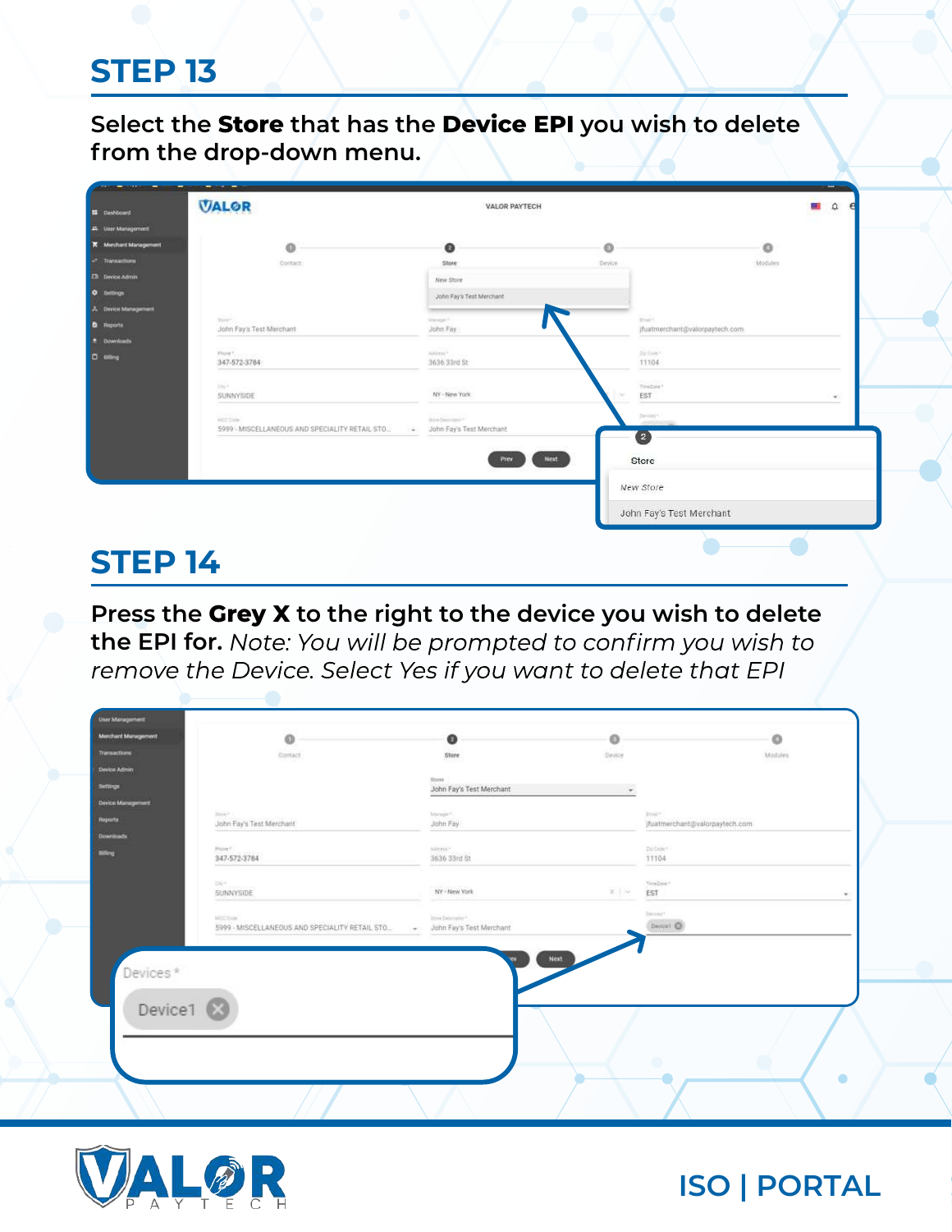## STEP 13

Select the **Store** that has the **Device EPI** you wish to delete from the drop-down menu.

## STEP 14

**Press the Grey X to the right to the device you wish to delete the EPI for.** *Note: You will be prompted to confirm you wish to remove the Device. Select Yes if you want to delete that EPI*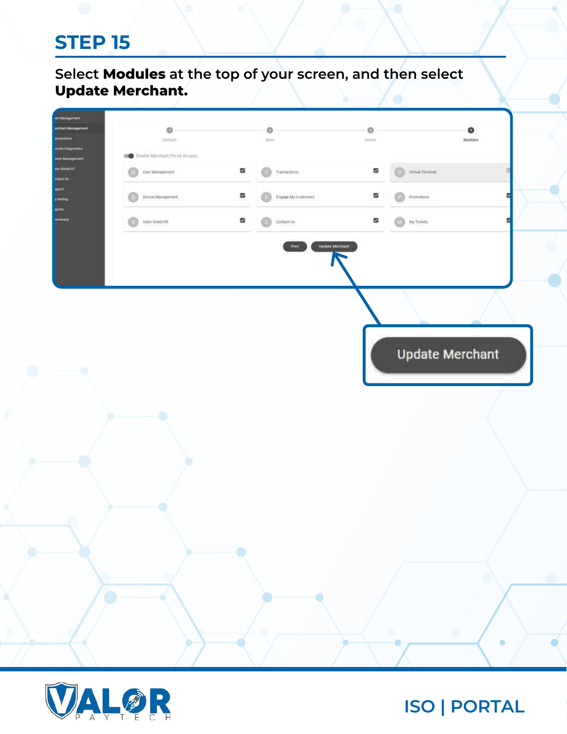## STEP 15

Select **Modules** at the top of your screen, and then select **Update Merchant.**